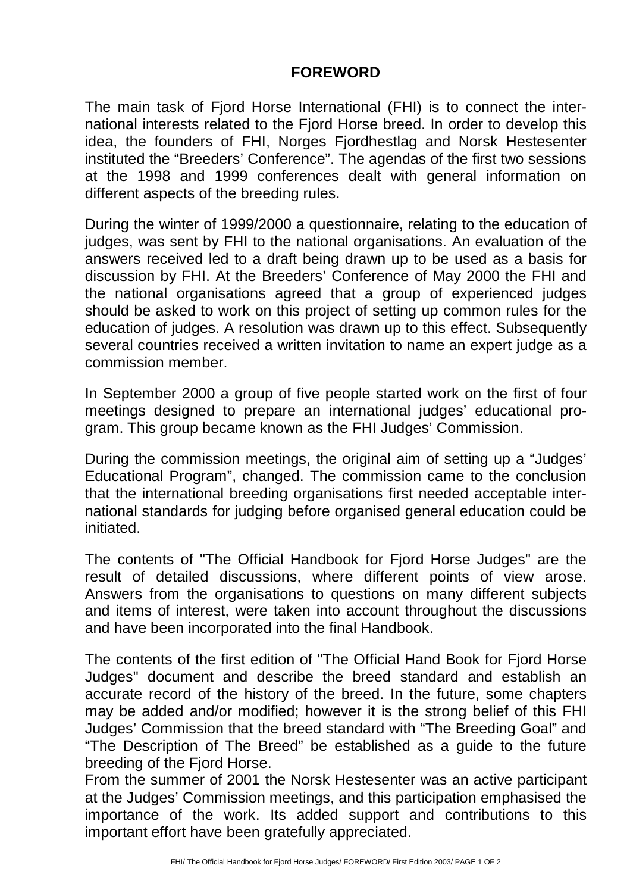# FOREWORD

The main task of Fjord Horse International (FHI) is to connect the international interests related to the Fjord Horse breed. In order to develop this idea, the founders of FHI, Norges Fjordhestlag and Norsk Hestesenter instituted the "Breeders' Conference". The agendas of the first two sessions at the 1998 and 1999 conferences dealt with general information on different aspects of the breeding rules.

During the winter of 1999/2000 a questionnaire, relating to the education of judges, was sent by FHI to the national organisations. An evaluation of the answers received led to a draft being drawn up to be used as a basis for discussion by FHI. At the Breeders' Conference of May 2000 the FHI and the national organisations agreed that a group of experienced judges should be asked to work on this project of setting up common rules for the education of judges. A resolution was drawn up to this effect. Subsequently several countries received a written invitation to name an expert judge as a commission member.

In September 2000 a group of five people started work on the first of four meetings designed to prepare an international judges' educational program. This group became known as the FHI Judges' Commission.

During the commission meetings, the original aim of setting up a "Judges' Educational Program", changed. The commission came to the conclusion that the international breeding organisations first needed acceptable international standards for judging before organised general education could be initiated.

The contents of "The Official Handbook for Fjord Horse Judges" are the result of detailed discussions, where different points of view arose. Answers from the organisations to questions on many different subjects and items of interest, were taken into account throughout the discussions and have been incorporated into the final Handbook.

The contents of the first edition of "The Official Hand Book for Fjord Horse Judges" document and describe the breed standard and establish an accurate record of the history of the breed. In the future, some chapters may be added and/or modified; however it is the strong belief of this FHI Judges' Commission that the breed standard with "The Breeding Goal" and "The Description of The Breed" be established as a guide to the future breeding of the Fjord Horse.

From the summer of 2001 the Norsk Hestesenter was an active participant at the Judges' Commission meetings, and this participation emphasised the importance of the work. Its added support and contributions to this important effort have been gratefully appreciated.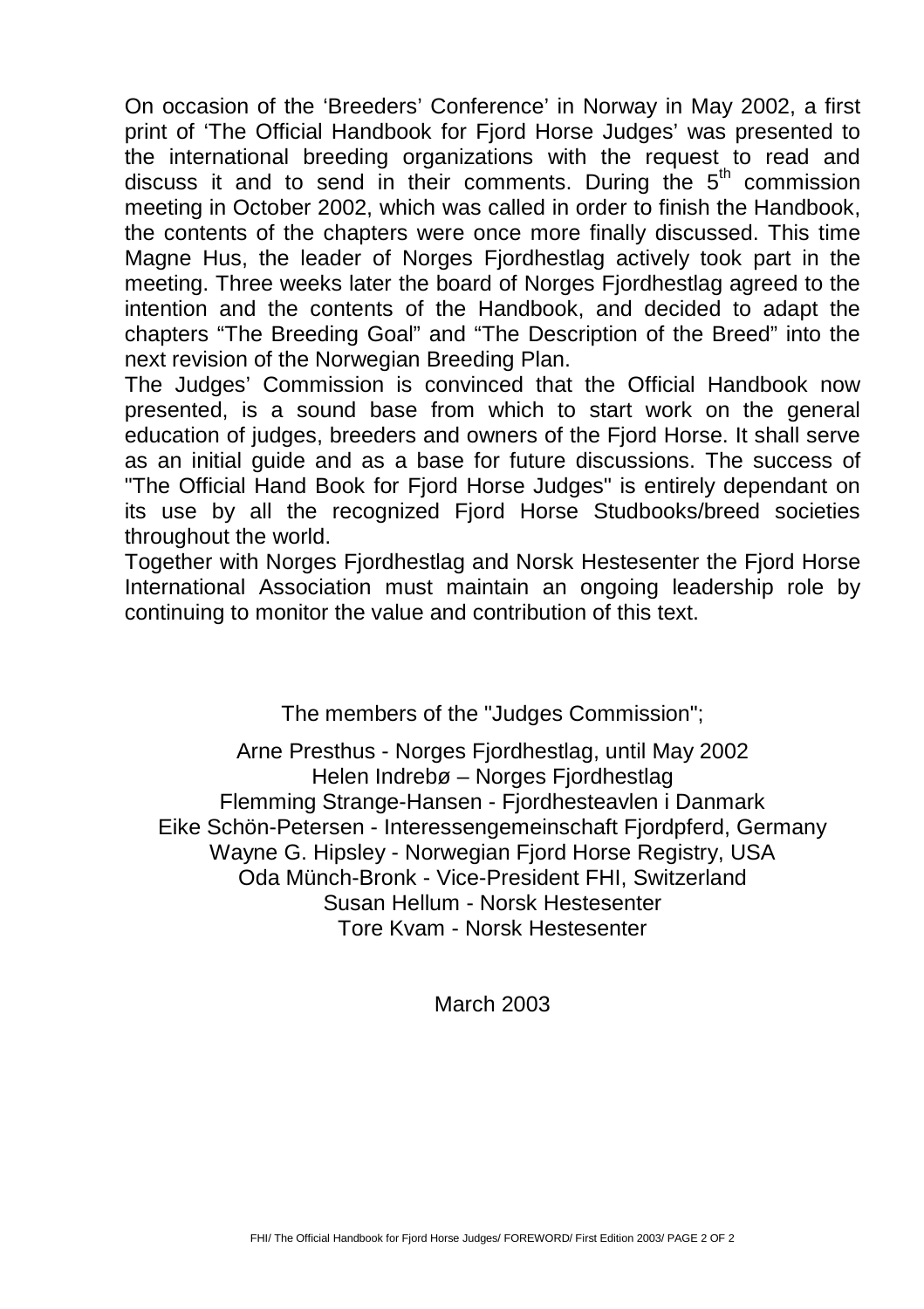On occasion of the 'Breeders' Conference' in Norway in May 2002, a first print of 'The Official Handbook for Fjord Horse Judges' was presented to the international breeding organizations with the request to read and discuss it and to send in their comments. During the 5th commission meeting in October 2002, which was called in order to finish the Handbook, the contents of the chapters were once more finally discussed. This time Magne Hus, the leader of Norges Fjordhestlag actively took part in the meeting. Three weeks later the board of Norges Fjordhestlag agreed to the intention and the contents of the Handbook, and decided to adapt the chapters "The Breeding Goal" and "The Description of the Breed" into the next revision of the Norwegian Breeding Plan.

The Judges' Commission is convinced that the Official Handbook now presented, is a sound base from which to start work on the general education of judges, breeders and owners of the Fjord Horse. It shall serve as an initial guide and as a base for future discussions. The success of "The Official Hand Book for Fjord Horse Judges" is entirely dependant on its use by all the recognized Fjord Horse Studbooks/breed societies throughout the world.

Together with Norges Fjordhestlag and Norsk Hestesenter the Fjord Horse International Association must maintain an ongoing leadership role by continuing to monitor the value and contribution of this text.

The members of the "Judges Commission";

Arne Presthus - Norges Fjordhestlag, until May 2002
Helen Indrebø – Norges Fjordhestlag
Flemming Strange-Hansen - Fjordhesteavlen i Danmark
Eike Schön-Petersen - Interessengemeinschaft Fjordpferd, Germany
Wayne G. Hipsley - Norwegian Fjord Horse Registry, USA
Oda Münch-Bronk - Vice-President FHI, Switzerland
Susan Hellum - Norsk Hestesenter
Tore Kvam - Norsk Hestesenter

March 2003